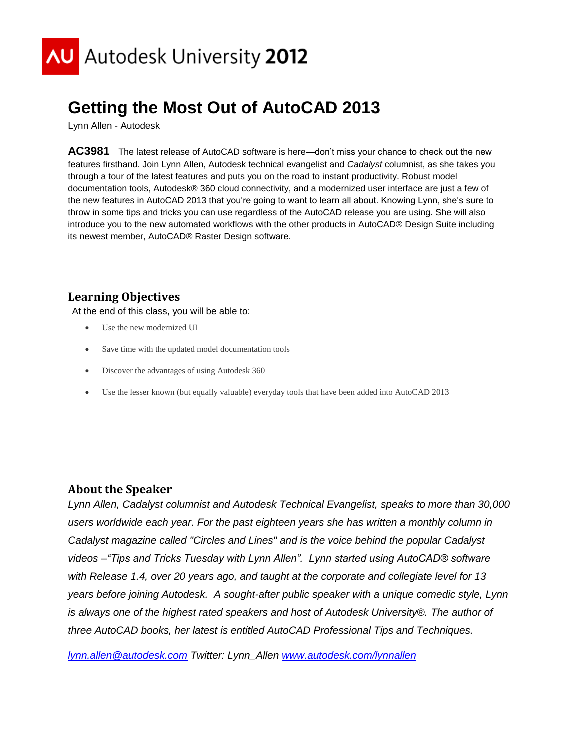# Getting the Most Out of AutoCAD 2013

Lynn Allen - Autodesk

**AC3981** The latest release of AutoCAD software is here—don't miss your chance to check out the new features firsthand. Join Lynn Allen, Autodesk technical evangelist and *Cadalyst* columnist, as she takes you through a tour of the latest features and puts you on the road to instant productivity. Robust model documentation tools, Autodesk® 360 cloud connectivity, and a modernized user interface are just a few of the new features in AutoCAD 2013 that you're going to want to learn all about. Knowing Lynn, she's sure to throw in some tips and tricks you can use regardless of the AutoCAD release you are using. She will also introduce you to the new automated workflows with the other products in AutoCAD® Design Suite including its newest member, AutoCAD® Raster Design software.

## Learning Objectives

At the end of this class, you will be able to:

- Use the new modernized UI
- Save time with the updated model documentation tools
- Discover the advantages of using Autodesk 360
- Use the lesser known (but equally valuable) everyday tools that have been added into AutoCAD 2013

## About the Speaker

*Lynn Allen, Cadalyst columnist and Autodesk Technical Evangelist, speaks to more than 30,000 users worldwide each year. For the past eighteen years she has written a monthly column in Cadalyst magazine called "Circles and Lines" and is the voice behind the popular Cadalyst videos –"Tips and Tricks Tuesday with Lynn Allen". Lynn started using AutoCAD® software with Release 1.4, over 20 years ago, and taught at the corporate and collegiate level for 13 years before joining Autodesk. A sought-after public speaker with a unique comedic style, Lynn is always one of the highest rated speakers and host of Autodesk University®. The author of three AutoCAD books, her latest is entitled AutoCAD Professional Tips and Techniques.*

*lynn.allen@autodesk.com Twitter: Lynn_Allen www.autodesk.com/lynnallen*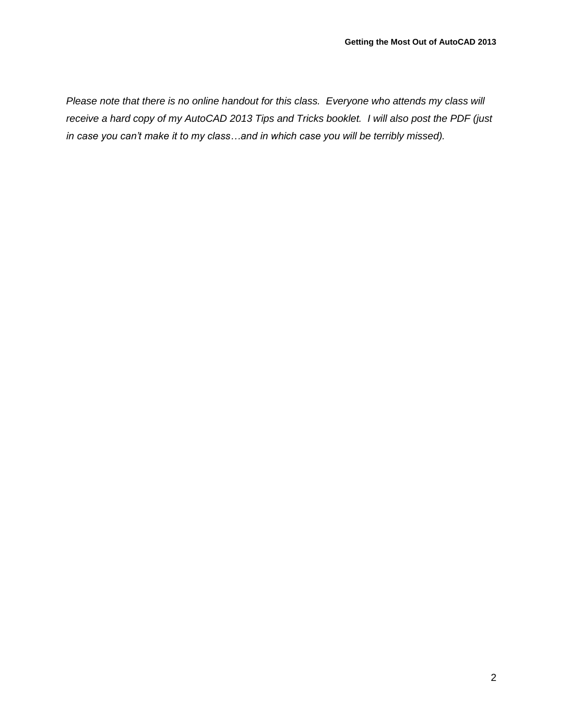*Please note that there is no online handout for this class. Everyone who attends my class will receive a hard copy of my AutoCAD 2013 Tips and Tricks booklet. I will also post the PDF (just in case you can't make it to my class…and in which case you will be terribly missed).*